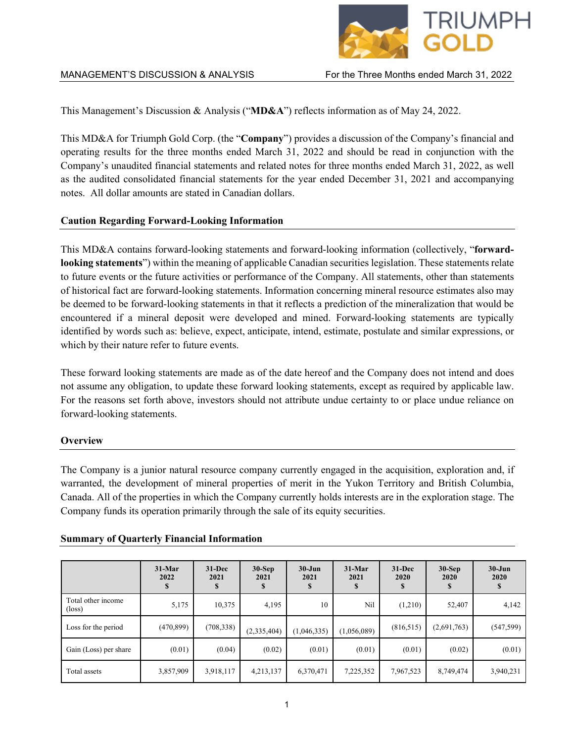MANAGEMENT'S DISCUSSION & ANALYSIS — For the Three Months ended March 31, 2022

This Management's Discussion & Analysis ("**MD&A**") reflects information as of May 24, 2022.

This MD&A for Triumph Gold Corp. (the "**Company**") provides a discussion of the Company's financial and operating results for the three months ended March 31, 2022 and should be read in conjunction with the Company's unaudited financial statements and related notes for three months ended March 31, 2022, as well as the audited consolidated financial statements for the year ended December 31, 2021 and accompanying notes. All dollar amounts are stated in Canadian dollars.

## Caution Regarding Forward-Looking Information

This MD&A contains forward-looking statements and forward-looking information (collectively, "**forward-looking statements**") within the meaning of applicable Canadian securities legislation. These statements relate to future events or the future activities or performance of the Company. All statements, other than statements of historical fact are forward-looking statements. Information concerning mineral resource estimates also may be deemed to be forward-looking statements in that it reflects a prediction of the mineralization that would be encountered if a mineral deposit were developed and mined. Forward-looking statements are typically identified by words such as: believe, expect, anticipate, intend, estimate, postulate and similar expressions, or which by their nature refer to future events.

These forward looking statements are made as of the date hereof and the Company does not intend and does not assume any obligation, to update these forward looking statements, except as required by applicable law. For the reasons set forth above, investors should not attribute undue certainty to or place undue reliance on forward-looking statements.

## Overview

The Company is a junior natural resource company currently engaged in the acquisition, exploration and, if warranted, the development of mineral properties of merit in the Yukon Territory and British Columbia, Canada. All of the properties in which the Company currently holds interests are in the exploration stage. The Company funds its operation primarily through the sale of its equity securities.

## Summary of Quarterly Financial Information

| | 31-Mar 2022 $ | 31-Dec 2021 $ | 30-Sep 2021 $ | 30-Jun 2021 $ | 31-Mar 2021 $ | 31-Dec 2020 $ | 30-Sep 2020 $ | 30-Jun 2020 $ |
|---|---|---|---|---|---|---|---|---|
| Total other income (loss) | 5,175 | 10,375 | 4,195 | 10 | Nil | (1,210) | 52,407 | 4,142 |
| Loss for the period | (470,899) | (708,338) | (2,335,404) | (1,046,335) | (1,056,089) | (816,515) | (2,691,763) | (547,599) |
| Gain (Loss) per share | (0.01) | (0.04) | (0.02) | (0.01) | (0.01) | (0.01) | (0.02) | (0.01) |
| Total assets | 3,857,909 | 3,918,117 | 4,213,137 | 6,370,471 | 7,225,352 | 7,967,523 | 8,749,474 | 3,940,231 |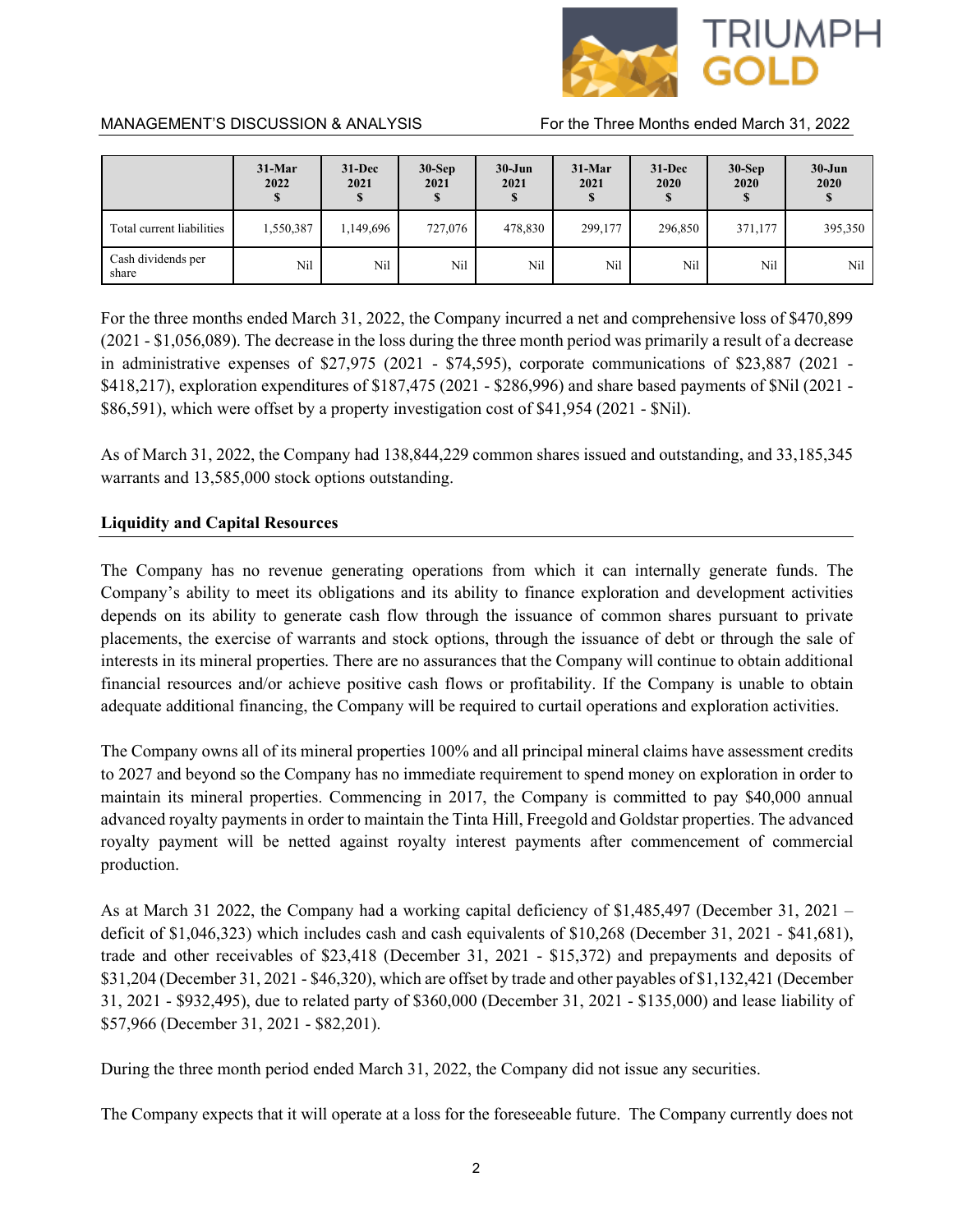| | 31-Mar 2022 $ | 31-Dec 2021 $ | 30-Sep 2021 $ | 30-Jun 2021 $ | 31-Mar 2021 $ | 31-Dec 2020 $ | 30-Sep 2020 $ | 30-Jun 2020 $ |
|---|---|---|---|---|---|---|---|---|
| Total current liabilities | 1,550,387 | 1,149,696 | 727,076 | 478,830 | 299,177 | 296,850 | 371,177 | 395,350 |
| Cash dividends per share | Nil | Nil | Nil | Nil | Nil | Nil | Nil | Nil |

For the three months ended March 31, 2022, the Company incurred a net and comprehensive loss of $470,899 (2021 - $1,056,089). The decrease in the loss during the three month period was primarily a result of a decrease in administrative expenses of $27,975 (2021 - $74,595), corporate communications of $23,887 (2021 - $418,217), exploration expenditures of $187,475 (2021 - $286,996) and share based payments of $Nil (2021 - $86,591), which were offset by a property investigation cost of $41,954 (2021 - $Nil).

As of March 31, 2022, the Company had 138,844,229 common shares issued and outstanding, and 33,185,345 warrants and 13,585,000 stock options outstanding.

## Liquidity and Capital Resources

The Company has no revenue generating operations from which it can internally generate funds. The Company's ability to meet its obligations and its ability to finance exploration and development activities depends on its ability to generate cash flow through the issuance of common shares pursuant to private placements, the exercise of warrants and stock options, through the issuance of debt or through the sale of interests in its mineral properties. There are no assurances that the Company will continue to obtain additional financial resources and/or achieve positive cash flows or profitability. If the Company is unable to obtain adequate additional financing, the Company will be required to curtail operations and exploration activities.

The Company owns all of its mineral properties 100% and all principal mineral claims have assessment credits to 2027 and beyond so the Company has no immediate requirement to spend money on exploration in order to maintain its mineral properties. Commencing in 2017, the Company is committed to pay $40,000 annual advanced royalty payments in order to maintain the Tinta Hill, Freegold and Goldstar properties. The advanced royalty payment will be netted against royalty interest payments after commencement of commercial production.

As at March 31 2022, the Company had a working capital deficiency of $1,485,497 (December 31, 2021 – deficit of $1,046,323) which includes cash and cash equivalents of $10,268 (December 31, 2021 - $41,681), trade and other receivables of $23,418 (December 31, 2021 - $15,372) and prepayments and deposits of $31,204 (December 31, 2021 - $46,320), which are offset by trade and other payables of $1,132,421 (December 31, 2021 - $932,495), due to related party of $360,000 (December 31, 2021 - $135,000) and lease liability of $57,966 (December 31, 2021 - $82,201).

During the three month period ended March 31, 2022, the Company did not issue any securities.

The Company expects that it will operate at a loss for the foreseeable future. The Company currently does not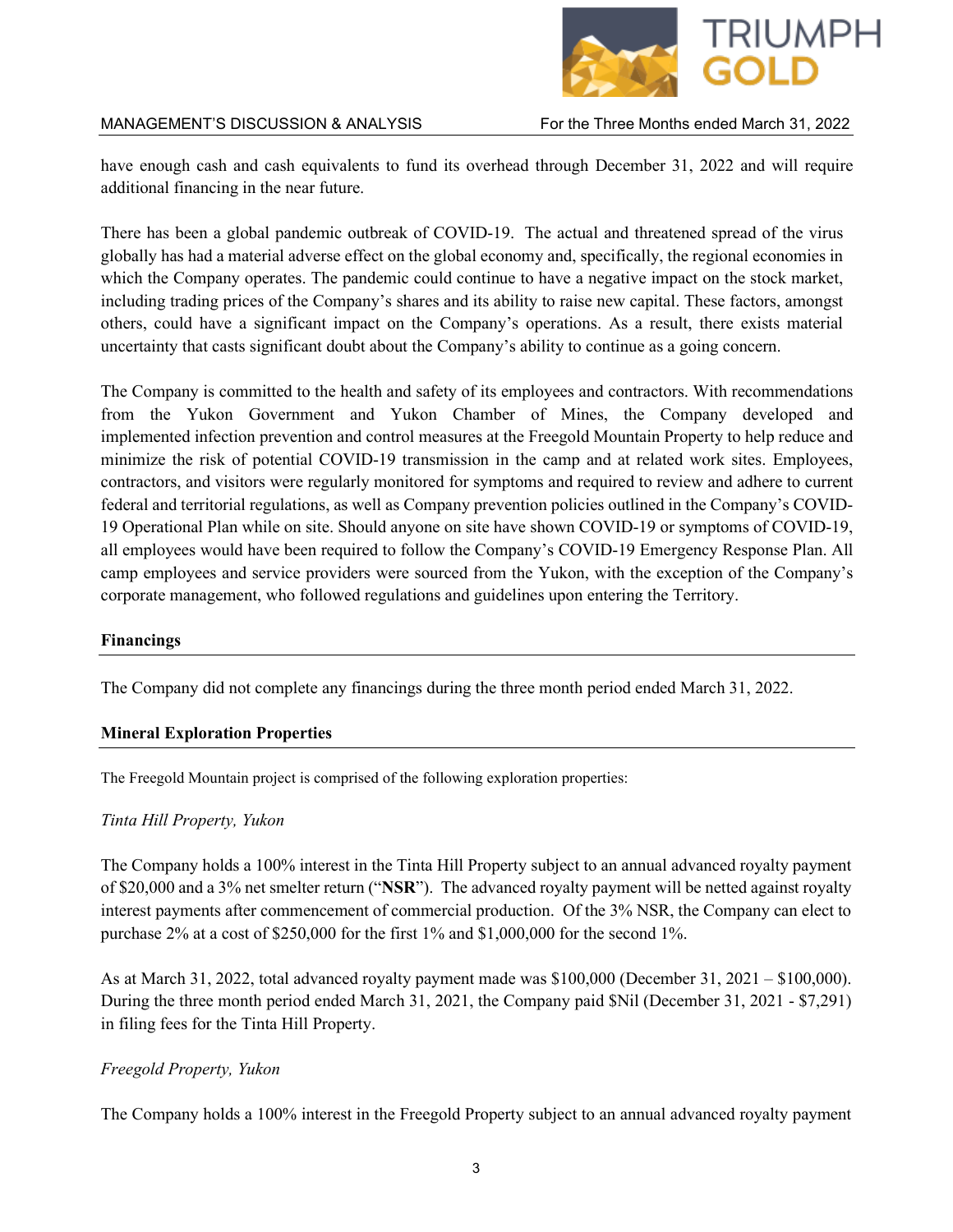have enough cash and cash equivalents to fund its overhead through December 31, 2022 and will require additional financing in the near future.

There has been a global pandemic outbreak of COVID-19. The actual and threatened spread of the virus globally has had a material adverse effect on the global economy and, specifically, the regional economies in which the Company operates. The pandemic could continue to have a negative impact on the stock market, including trading prices of the Company's shares and its ability to raise new capital. These factors, amongst others, could have a significant impact on the Company's operations. As a result, there exists material uncertainty that casts significant doubt about the Company's ability to continue as a going concern.

The Company is committed to the health and safety of its employees and contractors. With recommendations from the Yukon Government and Yukon Chamber of Mines, the Company developed and implemented infection prevention and control measures at the Freegold Mountain Property to help reduce and minimize the risk of potential COVID-19 transmission in the camp and at related work sites. Employees, contractors, and visitors were regularly monitored for symptoms and required to review and adhere to current federal and territorial regulations, as well as Company prevention policies outlined in the Company's COVID-19 Operational Plan while on site. Should anyone on site have shown COVID-19 or symptoms of COVID-19, all employees would have been required to follow the Company's COVID-19 Emergency Response Plan. All camp employees and service providers were sourced from the Yukon, with the exception of the Company's corporate management, who followed regulations and guidelines upon entering the Territory.

## Financings

The Company did not complete any financings during the three month period ended March 31, 2022.

## Mineral Exploration Properties

The Freegold Mountain project is comprised of the following exploration properties:

*Tinta Hill Property, Yukon*

The Company holds a 100% interest in the Tinta Hill Property subject to an annual advanced royalty payment of $20,000 and a 3% net smelter return ("**NSR**"). The advanced royalty payment will be netted against royalty interest payments after commencement of commercial production. Of the 3% NSR, the Company can elect to purchase 2% at a cost of $250,000 for the first 1% and $1,000,000 for the second 1%.

As at March 31, 2022, total advanced royalty payment made was $100,000 (December 31, 2021 – $100,000). During the three month period ended March 31, 2021, the Company paid $Nil (December 31, 2021 - $7,291) in filing fees for the Tinta Hill Property.

*Freegold Property, Yukon*

The Company holds a 100% interest in the Freegold Property subject to an annual advanced royalty payment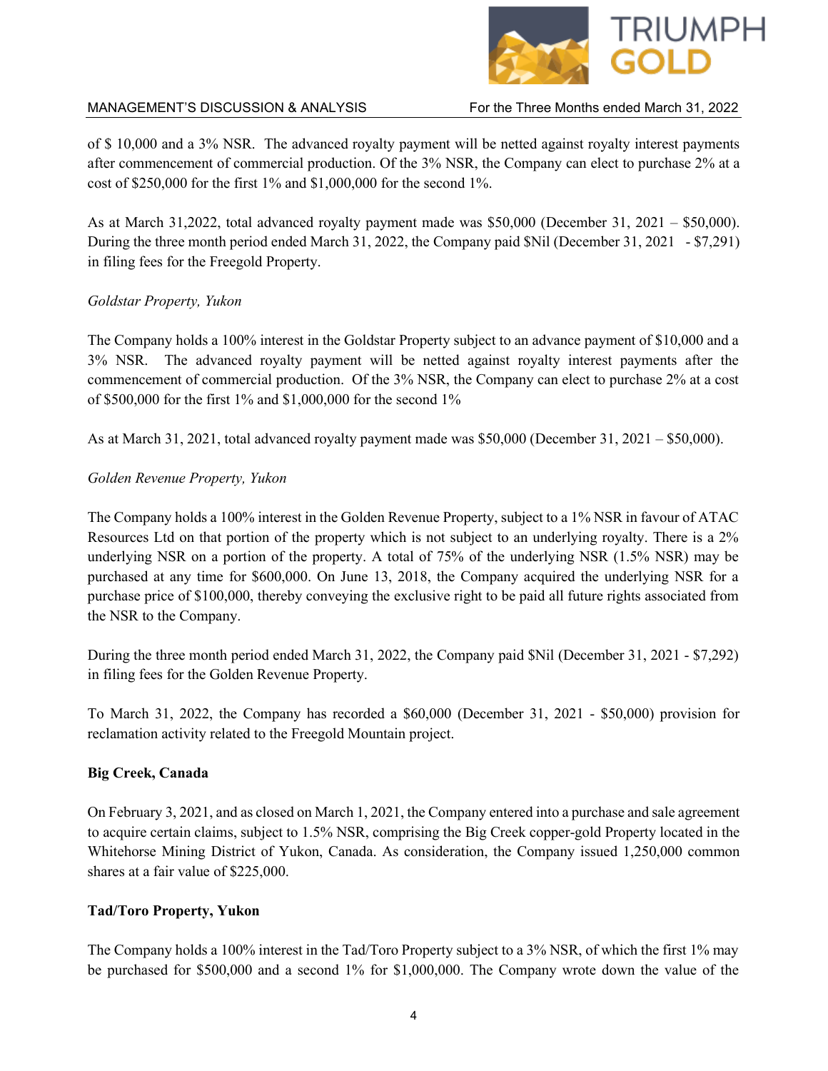of $ 10,000 and a 3% NSR. The advanced royalty payment will be netted against royalty interest payments after commencement of commercial production. Of the 3% NSR, the Company can elect to purchase 2% at a cost of $250,000 for the first 1% and $1,000,000 for the second 1%.

As at March 31,2022, total advanced royalty payment made was $50,000 (December 31, 2021 – $50,000). During the three month period ended March 31, 2022, the Company paid $Nil (December 31, 2021 - $7,291) in filing fees for the Freegold Property.

*Goldstar Property, Yukon*

The Company holds a 100% interest in the Goldstar Property subject to an advance payment of $10,000 and a 3% NSR. The advanced royalty payment will be netted against royalty interest payments after the commencement of commercial production. Of the 3% NSR, the Company can elect to purchase 2% at a cost of $500,000 for the first 1% and $1,000,000 for the second 1%

As at March 31, 2021, total advanced royalty payment made was $50,000 (December 31, 2021 – $50,000).

*Golden Revenue Property, Yukon*

The Company holds a 100% interest in the Golden Revenue Property, subject to a 1% NSR in favour of ATAC Resources Ltd on that portion of the property which is not subject to an underlying royalty. There is a 2% underlying NSR on a portion of the property. A total of 75% of the underlying NSR (1.5% NSR) may be purchased at any time for $600,000. On June 13, 2018, the Company acquired the underlying NSR for a purchase price of $100,000, thereby conveying the exclusive right to be paid all future rights associated from the NSR to the Company.

During the three month period ended March 31, 2022, the Company paid $Nil (December 31, 2021 - $7,292) in filing fees for the Golden Revenue Property.

To March 31, 2022, the Company has recorded a $60,000 (December 31, 2021 - $50,000) provision for reclamation activity related to the Freegold Mountain project.

**Big Creek, Canada**

On February 3, 2021, and as closed on March 1, 2021, the Company entered into a purchase and sale agreement to acquire certain claims, subject to 1.5% NSR, comprising the Big Creek copper-gold Property located in the Whitehorse Mining District of Yukon, Canada. As consideration, the Company issued 1,250,000 common shares at a fair value of $225,000.

**Tad/Toro Property, Yukon**

The Company holds a 100% interest in the Tad/Toro Property subject to a 3% NSR, of which the first 1% may be purchased for $500,000 and a second 1% for $1,000,000. The Company wrote down the value of the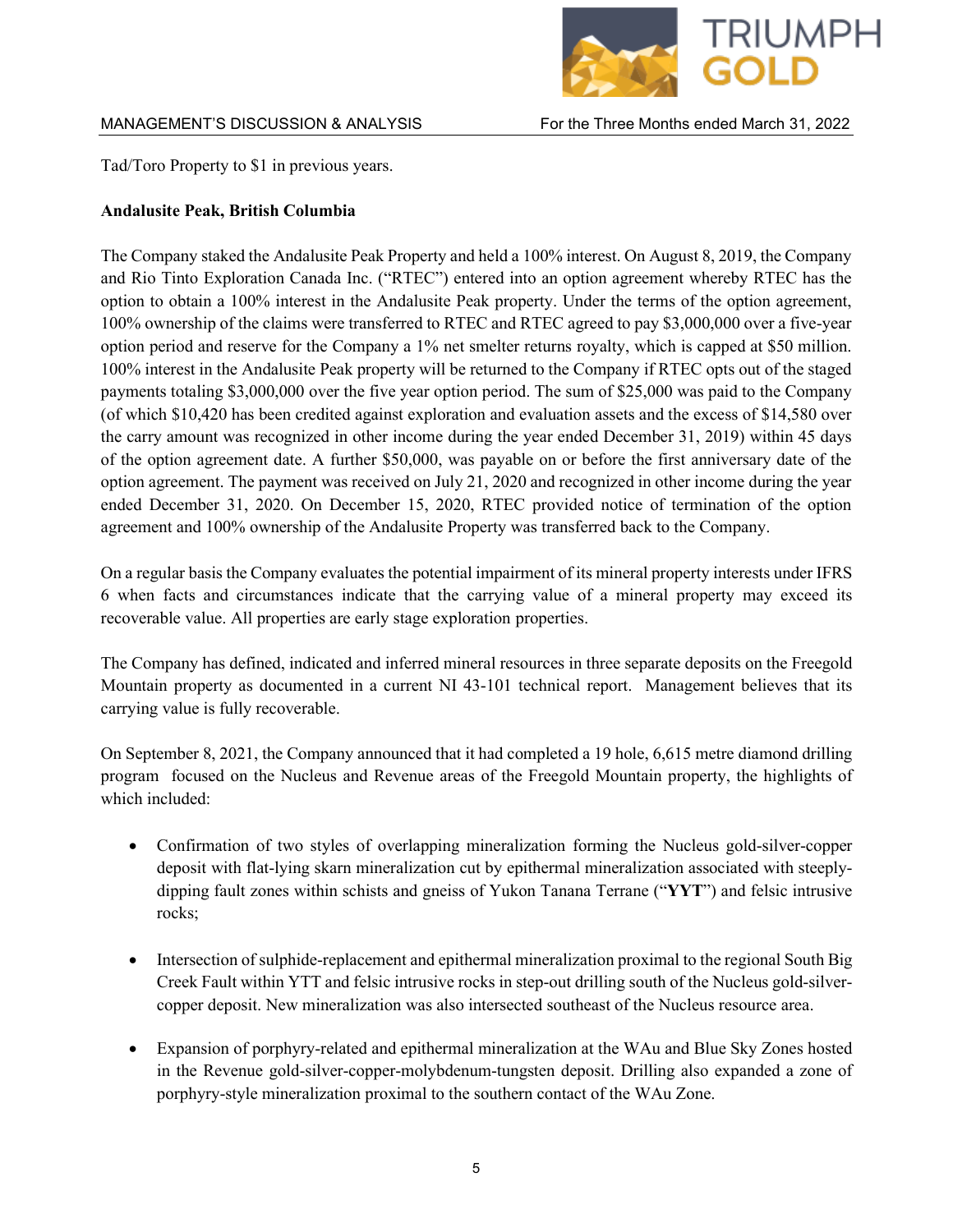Tad/Toro Property to $1 in previous years.

**Andalusite Peak, British Columbia**

The Company staked the Andalusite Peak Property and held a 100% interest. On August 8, 2019, the Company and Rio Tinto Exploration Canada Inc. ("RTEC") entered into an option agreement whereby RTEC has the option to obtain a 100% interest in the Andalusite Peak property. Under the terms of the option agreement, 100% ownership of the claims were transferred to RTEC and RTEC agreed to pay $3,000,000 over a five-year option period and reserve for the Company a 1% net smelter returns royalty, which is capped at $50 million. 100% interest in the Andalusite Peak property will be returned to the Company if RTEC opts out of the staged payments totaling $3,000,000 over the five year option period. The sum of $25,000 was paid to the Company (of which $10,420 has been credited against exploration and evaluation assets and the excess of $14,580 over the carry amount was recognized in other income during the year ended December 31, 2019) within 45 days of the option agreement date. A further $50,000, was payable on or before the first anniversary date of the option agreement. The payment was received on July 21, 2020 and recognized in other income during the year ended December 31, 2020. On December 15, 2020, RTEC provided notice of termination of the option agreement and 100% ownership of the Andalusite Property was transferred back to the Company.

On a regular basis the Company evaluates the potential impairment of its mineral property interests under IFRS 6 when facts and circumstances indicate that the carrying value of a mineral property may exceed its recoverable value. All properties are early stage exploration properties.

The Company has defined, indicated and inferred mineral resources in three separate deposits on the Freegold Mountain property as documented in a current NI 43-101 technical report. Management believes that its carrying value is fully recoverable.

On September 8, 2021, the Company announced that it had completed a 19 hole, 6,615 metre diamond drilling program focused on the Nucleus and Revenue areas of the Freegold Mountain property, the highlights of which included:

- Confirmation of two styles of overlapping mineralization forming the Nucleus gold-silver-copper deposit with flat-lying skarn mineralization cut by epithermal mineralization associated with steeply-dipping fault zones within schists and gneiss of Yukon Tanana Terrane ("**YYT**") and felsic intrusive rocks;

- Intersection of sulphide-replacement and epithermal mineralization proximal to the regional South Big Creek Fault within YTT and felsic intrusive rocks in step-out drilling south of the Nucleus gold-silver-copper deposit. New mineralization was also intersected southeast of the Nucleus resource area.

- Expansion of porphyry-related and epithermal mineralization at the WAu and Blue Sky Zones hosted in the Revenue gold-silver-copper-molybdenum-tungsten deposit. Drilling also expanded a zone of porphyry-style mineralization proximal to the southern contact of the WAu Zone.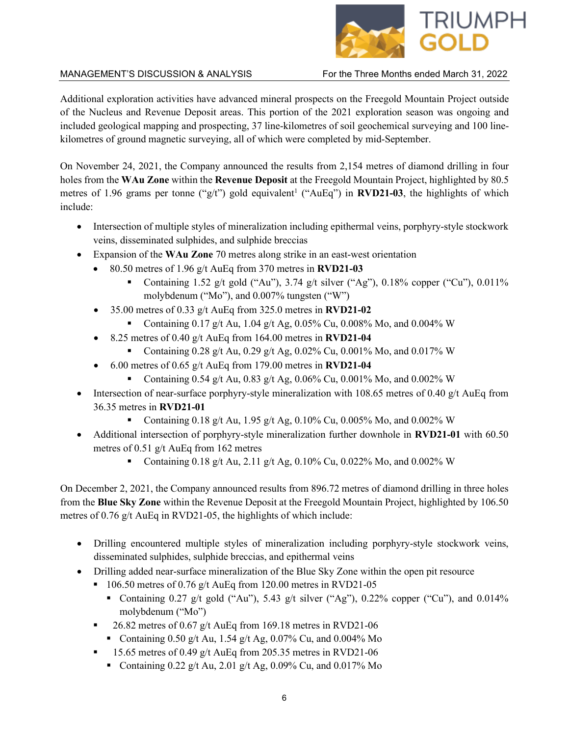Additional exploration activities have advanced mineral prospects on the Freegold Mountain Project outside of the Nucleus and Revenue Deposit areas. This portion of the 2021 exploration season was ongoing and included geological mapping and prospecting, 37 line-kilometres of soil geochemical surveying and 100 line-kilometres of ground magnetic surveying, all of which were completed by mid-September.

On November 24, 2021, the Company announced the results from 2,154 metres of diamond drilling in four holes from the **WAu Zone** within the **Revenue Deposit** at the Freegold Mountain Project, highlighted by 80.5 metres of 1.96 grams per tonne ("g/t") gold equivalent[1] ("AuEq") in **RVD21-03**, the highlights of which include:

- Intersection of multiple styles of mineralization including epithermal veins, porphyry-style stockwork veins, disseminated sulphides, and sulphide breccias
- Expansion of the **WAu Zone** 70 metres along strike in an east-west orientation
  - 80.50 metres of 1.96 g/t AuEq from 370 metres in **RVD21-03**
    - Containing 1.52 g/t gold ("Au"), 3.74 g/t silver ("Ag"), 0.18% copper ("Cu"), 0.011% molybdenum ("Mo"), and 0.007% tungsten ("W")
  - 35.00 metres of 0.33 g/t AuEq from 325.0 metres in **RVD21-02**
    - Containing 0.17 g/t Au, 1.04 g/t Ag, 0.05% Cu, 0.008% Mo, and 0.004% W
  - 8.25 metres of 0.40 g/t AuEq from 164.00 metres in **RVD21-04**
    - Containing 0.28 g/t Au, 0.29 g/t Ag, 0.02% Cu, 0.001% Mo, and 0.017% W
  - 6.00 metres of 0.65 g/t AuEq from 179.00 metres in **RVD21-04**
    - Containing 0.54 g/t Au, 0.83 g/t Ag, 0.06% Cu, 0.001% Mo, and 0.002% W
- Intersection of near-surface porphyry-style mineralization with 108.65 metres of 0.40 g/t AuEq from 36.35 metres in **RVD21-01**
    - Containing 0.18 g/t Au, 1.95 g/t Ag, 0.10% Cu, 0.005% Mo, and 0.002% W
- Additional intersection of porphyry-style mineralization further downhole in **RVD21-01** with 60.50 metres of 0.51 g/t AuEq from 162 metres
    - Containing 0.18 g/t Au, 2.11 g/t Ag, 0.10% Cu, 0.022% Mo, and 0.002% W

On December 2, 2021, the Company announced results from 896.72 metres of diamond drilling in three holes from the **Blue Sky Zone** within the Revenue Deposit at the Freegold Mountain Project, highlighted by 106.50 metres of 0.76 g/t AuEq in RVD21-05, the highlights of which include:

- Drilling encountered multiple styles of mineralization including porphyry-style stockwork veins, disseminated sulphides, sulphide breccias, and epithermal veins
- Drilling added near-surface mineralization of the Blue Sky Zone within the open pit resource
  - 106.50 metres of 0.76 g/t AuEq from 120.00 metres in RVD21-05
    - Containing 0.27 g/t gold ("Au"), 5.43 g/t silver ("Ag"), 0.22% copper ("Cu"), and 0.014% molybdenum ("Mo")
  - 26.82 metres of 0.67 g/t AuEq from 169.18 metres in RVD21-06
    - Containing 0.50 g/t Au, 1.54 g/t Ag, 0.07% Cu, and 0.004% Mo
  - 15.65 metres of 0.49 g/t AuEq from 205.35 metres in RVD21-06
    - Containing 0.22 g/t Au, 2.01 g/t Ag, 0.09% Cu, and 0.017% Mo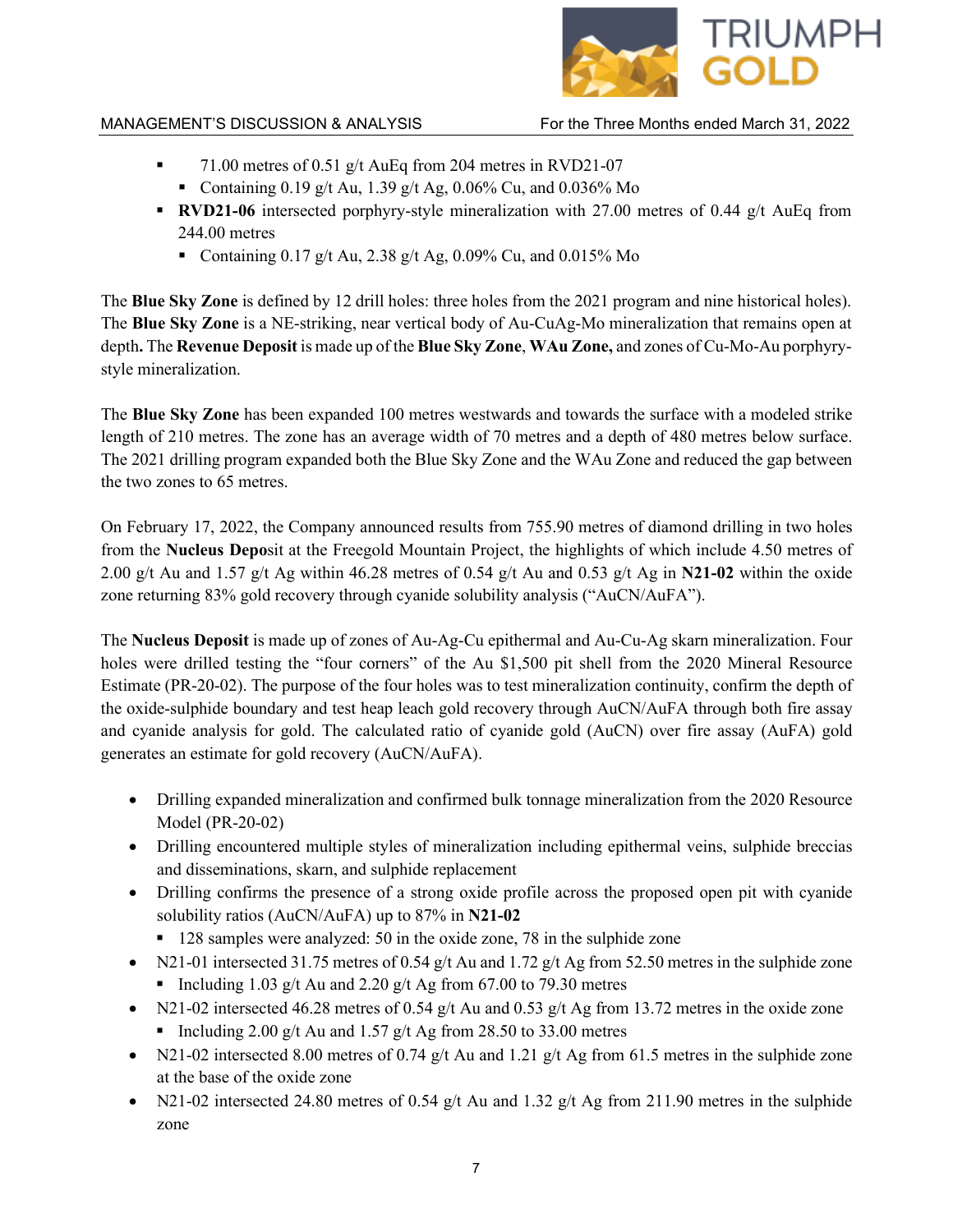- 71.00 metres of 0.51 g/t AuEq from 204 metres in RVD21-07
  - Containing 0.19 g/t Au, 1.39 g/t Ag, 0.06% Cu, and 0.036% Mo
- **RVD21-06** intersected porphyry-style mineralization with 27.00 metres of 0.44 g/t AuEq from 244.00 metres
  - Containing 0.17 g/t Au, 2.38 g/t Ag, 0.09% Cu, and 0.015% Mo

The **Blue Sky Zone** is defined by 12 drill holes: three holes from the 2021 program and nine historical holes). The **Blue Sky Zone** is a NE-striking, near vertical body of Au-CuAg-Mo mineralization that remains open at depth**.** The **Revenue Deposit** is made up of the **Blue Sky Zone**, **WAu Zone,** and zones of Cu-Mo-Au porphyry-style mineralization.

The **Blue Sky Zone** has been expanded 100 metres westwards and towards the surface with a modeled strike length of 210 metres. The zone has an average width of 70 metres and a depth of 480 metres below surface. The 2021 drilling program expanded both the Blue Sky Zone and the WAu Zone and reduced the gap between the two zones to 65 metres.

On February 17, 2022, the Company announced results from 755.90 metres of diamond drilling in two holes from the **Nucleus Depo**sit at the Freegold Mountain Project, the highlights of which include 4.50 metres of 2.00 g/t Au and 1.57 g/t Ag within 46.28 metres of 0.54 g/t Au and 0.53 g/t Ag in **N21-02** within the oxide zone returning 83% gold recovery through cyanide solubility analysis ("AuCN/AuFA").

The **Nucleus Deposit** is made up of zones of Au-Ag-Cu epithermal and Au-Cu-Ag skarn mineralization. Four holes were drilled testing the "four corners" of the Au $1,500 pit shell from the 2020 Mineral Resource Estimate (PR-20-02). The purpose of the four holes was to test mineralization continuity, confirm the depth of the oxide-sulphide boundary and test heap leach gold recovery through AuCN/AuFA through both fire assay and cyanide analysis for gold. The calculated ratio of cyanide gold (AuCN) over fire assay (AuFA) gold generates an estimate for gold recovery (AuCN/AuFA).

- Drilling expanded mineralization and confirmed bulk tonnage mineralization from the 2020 Resource Model (PR-20-02)
- Drilling encountered multiple styles of mineralization including epithermal veins, sulphide breccias and disseminations, skarn, and sulphide replacement
- Drilling confirms the presence of a strong oxide profile across the proposed open pit with cyanide solubility ratios (AuCN/AuFA) up to 87% in **N21-02**
  - 128 samples were analyzed: 50 in the oxide zone, 78 in the sulphide zone
- N21-01 intersected 31.75 metres of 0.54 g/t Au and 1.72 g/t Ag from 52.50 metres in the sulphide zone
  - Including 1.03 g/t Au and 2.20 g/t Ag from 67.00 to 79.30 metres
- N21-02 intersected 46.28 metres of 0.54 g/t Au and 0.53 g/t Ag from 13.72 metres in the oxide zone
  - Including 2.00 g/t Au and 1.57 g/t Ag from 28.50 to 33.00 metres
- N21-02 intersected 8.00 metres of 0.74 g/t Au and 1.21 g/t Ag from 61.5 metres in the sulphide zone at the base of the oxide zone
- N21-02 intersected 24.80 metres of 0.54 g/t Au and 1.32 g/t Ag from 211.90 metres in the sulphide zone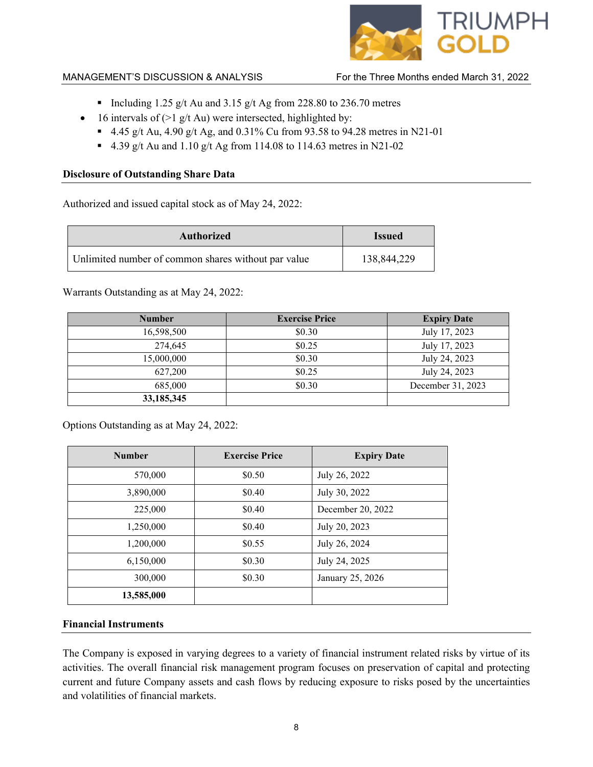- Including 1.25 g/t Au and 3.15 g/t Ag from 228.80 to 236.70 metres
- 16 intervals of (>1 g/t Au) were intersected, highlighted by:
    - 4.45 g/t Au, 4.90 g/t Ag, and 0.31% Cu from 93.58 to 94.28 metres in N21-01
    - 4.39 g/t Au and 1.10 g/t Ag from 114.08 to 114.63 metres in N21-02

**Disclosure of Outstanding Share Data**

Authorized and issued capital stock as of May 24, 2022:

| Authorized | Issued |
|---|---|
| Unlimited number of common shares without par value | 138,844,229 |

Warrants Outstanding as at May 24, 2022:

| Number | Exercise Price | Expiry Date |
|---|---|---|
| 16,598,500 | $0.30 | July 17, 2023 |
| 274,645 | $0.25 | July 17, 2023 |
| 15,000,000 | $0.30 | July 24, 2023 |
| 627,200 | $0.25 | July 24, 2023 |
| 685,000 | $0.30 | December 31, 2023 |
| **33,185,345** | | |

Options Outstanding as at May 24, 2022:

| Number | Exercise Price | Expiry Date |
|---|---|---|
| 570,000 | $0.50 | July 26, 2022 |
| 3,890,000 | $0.40 | July 30, 2022 |
| 225,000 | $0.40 | December 20, 2022 |
| 1,250,000 | $0.40 | July 20, 2023 |
| 1,200,000 | $0.55 | July 26, 2024 |
| 6,150,000 | $0.30 | July 24, 2025 |
| 300,000 | $0.30 | January 25, 2026 |
| **13,585,000** | | |

**Financial Instruments**

The Company is exposed in varying degrees to a variety of financial instrument related risks by virtue of its activities. The overall financial risk management program focuses on preservation of capital and protecting current and future Company assets and cash flows by reducing exposure to risks posed by the uncertainties and volatilities of financial markets.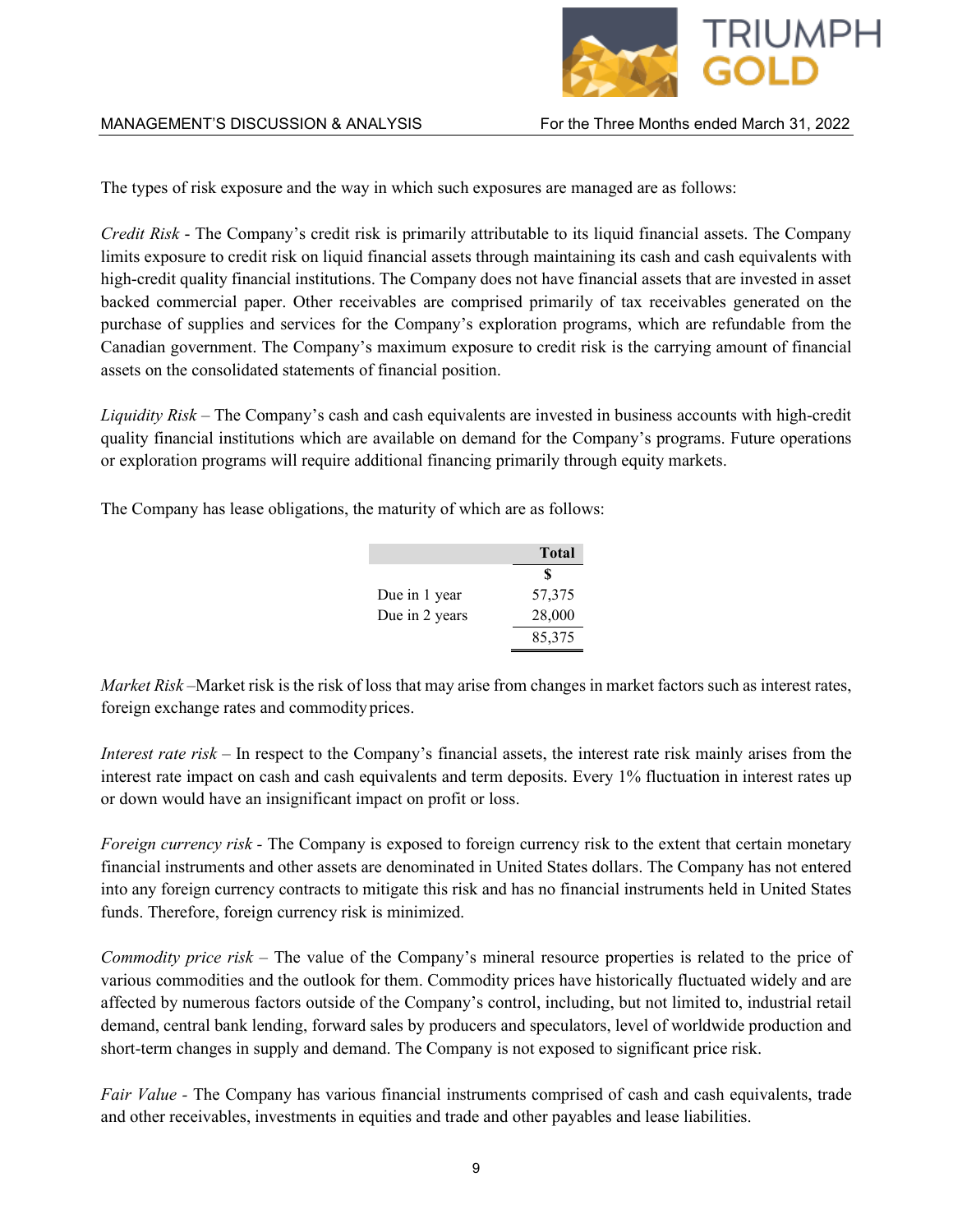The types of risk exposure and the way in which such exposures are managed are as follows:

*Credit Risk* - The Company's credit risk is primarily attributable to its liquid financial assets. The Company limits exposure to credit risk on liquid financial assets through maintaining its cash and cash equivalents with high-credit quality financial institutions. The Company does not have financial assets that are invested in asset backed commercial paper. Other receivables are comprised primarily of tax receivables generated on the purchase of supplies and services for the Company's exploration programs, which are refundable from the Canadian government. The Company's maximum exposure to credit risk is the carrying amount of financial assets on the consolidated statements of financial position.

*Liquidity Risk* – The Company's cash and cash equivalents are invested in business accounts with high-credit quality financial institutions which are available on demand for the Company's programs. Future operations or exploration programs will require additional financing primarily through equity markets.

The Company has lease obligations, the maturity of which are as follows:

| | Total |
|---|---|
| | $ |
| Due in 1 year | 57,375 |
| Due in 2 years | 28,000 |
| | 85,375 |

*Market Risk* –Market risk is the risk of loss that may arise from changes in market factors such as interest rates, foreign exchange rates and commodity prices.

*Interest rate risk* – In respect to the Company's financial assets, the interest rate risk mainly arises from the interest rate impact on cash and cash equivalents and term deposits. Every 1% fluctuation in interest rates up or down would have an insignificant impact on profit or loss.

*Foreign currency risk* - The Company is exposed to foreign currency risk to the extent that certain monetary financial instruments and other assets are denominated in United States dollars. The Company has not entered into any foreign currency contracts to mitigate this risk and has no financial instruments held in United States funds. Therefore, foreign currency risk is minimized.

*Commodity price risk* – The value of the Company's mineral resource properties is related to the price of various commodities and the outlook for them. Commodity prices have historically fluctuated widely and are affected by numerous factors outside of the Company's control, including, but not limited to, industrial retail demand, central bank lending, forward sales by producers and speculators, level of worldwide production and short-term changes in supply and demand. The Company is not exposed to significant price risk.

*Fair Value* - The Company has various financial instruments comprised of cash and cash equivalents, trade and other receivables, investments in equities and trade and other payables and lease liabilities.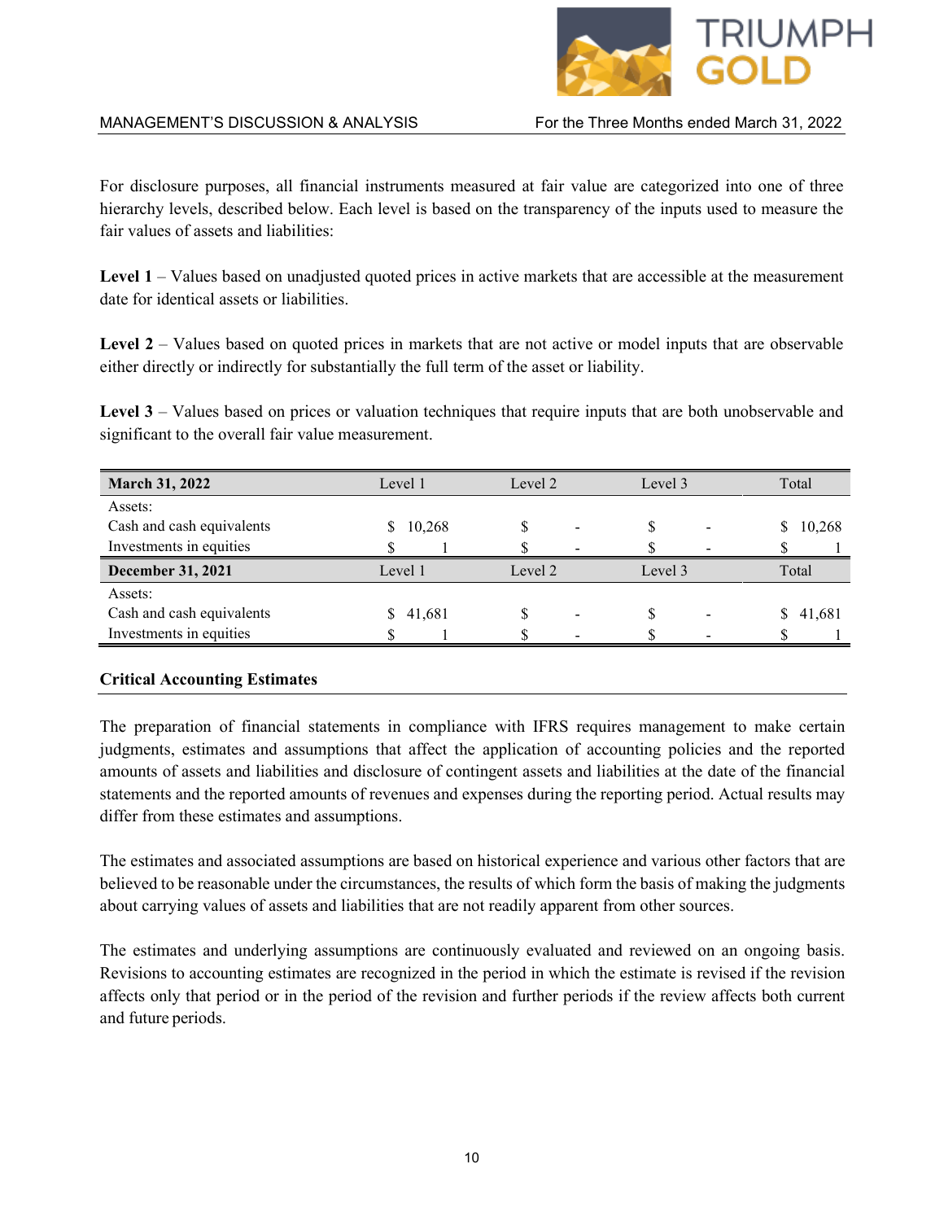For disclosure purposes, all financial instruments measured at fair value are categorized into one of three hierarchy levels, described below. Each level is based on the transparency of the inputs used to measure the fair values of assets and liabilities:

**Level 1** – Values based on unadjusted quoted prices in active markets that are accessible at the measurement date for identical assets or liabilities.

**Level 2** – Values based on quoted prices in markets that are not active or model inputs that are observable either directly or indirectly for substantially the full term of the asset or liability.

**Level 3** – Values based on prices or valuation techniques that require inputs that are both unobservable and significant to the overall fair value measurement.

| **March 31, 2022** | Level 1 | Level 2 | Level 3 | Total |
|---|---|---|---|---|
| Assets: | | | | |
| Cash and cash equivalents | $ 10,268 | $ - | $ - | $ 10,268 |
| Investments in equities | $ 1 | $ - | $ - | $ 1 |
| **December 31, 2021** | Level 1 | Level 2 | Level 3 | Total |
| Assets: | | | | |
| Cash and cash equivalents | $ 41,681 | $ - | $ - | $ 41,681 |
| Investments in equities | $ 1 | $ - | $ - | $ 1 |

## Critical Accounting Estimates

The preparation of financial statements in compliance with IFRS requires management to make certain judgments, estimates and assumptions that affect the application of accounting policies and the reported amounts of assets and liabilities and disclosure of contingent assets and liabilities at the date of the financial statements and the reported amounts of revenues and expenses during the reporting period. Actual results may differ from these estimates and assumptions.

The estimates and associated assumptions are based on historical experience and various other factors that are believed to be reasonable under the circumstances, the results of which form the basis of making the judgments about carrying values of assets and liabilities that are not readily apparent from other sources.

The estimates and underlying assumptions are continuously evaluated and reviewed on an ongoing basis. Revisions to accounting estimates are recognized in the period in which the estimate is revised if the revision affects only that period or in the period of the revision and further periods if the review affects both current and future periods.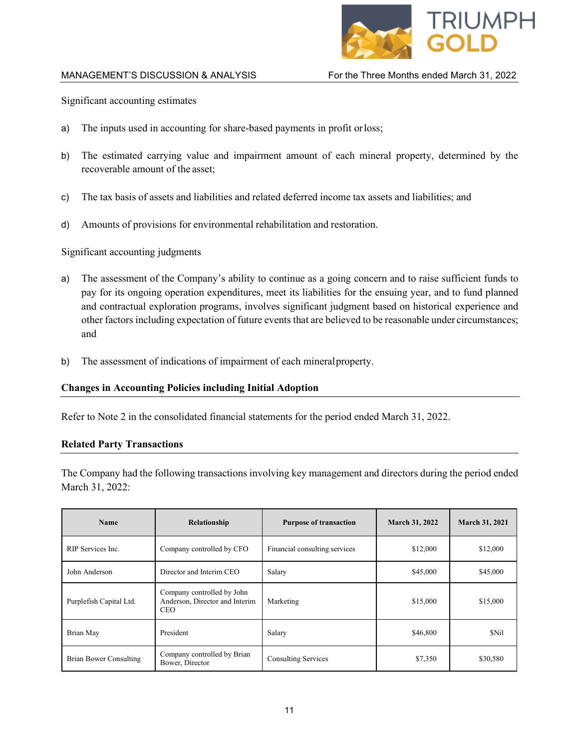Significant accounting estimates

a) The inputs used in accounting for share-based payments in profit or loss;

b) The estimated carrying value and impairment amount of each mineral property, determined by the recoverable amount of the asset;

c) The tax basis of assets and liabilities and related deferred income tax assets and liabilities; and

d) Amounts of provisions for environmental rehabilitation and restoration.

Significant accounting judgments

a) The assessment of the Company's ability to continue as a going concern and to raise sufficient funds to pay for its ongoing operation expenditures, meet its liabilities for the ensuing year, and to fund planned and contractual exploration programs, involves significant judgment based on historical experience and other factors including expectation of future events that are believed to be reasonable under circumstances; and

b) The assessment of indications of impairment of each mineral property.

## Changes in Accounting Policies including Initial Adoption

Refer to Note 2 in the consolidated financial statements for the period ended March 31, 2022.

## Related Party Transactions

The Company had the following transactions involving key management and directors during the period ended March 31, 2022:

| Name | Relationship | Purpose of transaction | March 31, 2022 | March 31, 2021 |
|---|---|---|---|---|
| RIP Services Inc. | Company controlled by CFO | Financial consulting services | $12,000 | $12,000 |
| John Anderson | Director and Interim CEO | Salary | $45,000 | $45,000 |
| Purplefish Capital Ltd. | Company controlled by John Anderson, Director and Interim CEO | Marketing | $15,000 | $15,000 |
| Brian May | President | Salary | $46,800 | $Nil |
| Brian Bower Consulting | Company controlled by Brian Bower, Director | Consulting Services | $7,350 | $30,580 |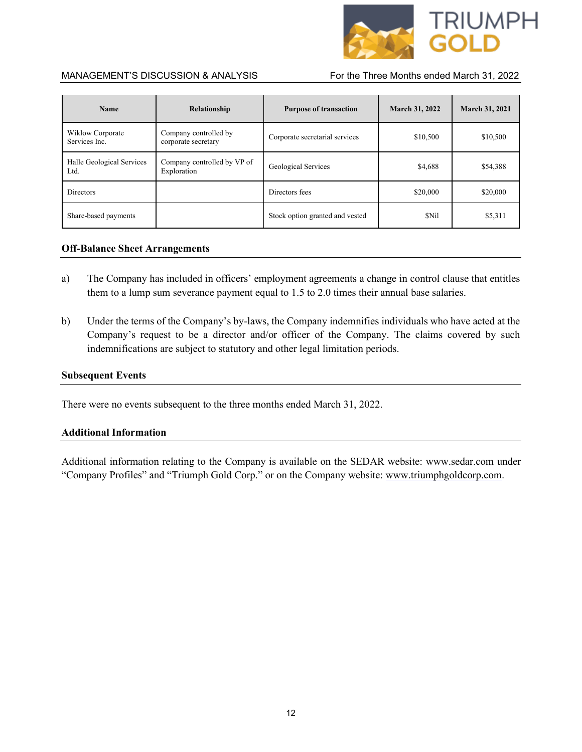| Name | Relationship | Purpose of transaction | March 31, 2022 | March 31, 2021 |
|---|---|---|---|---|
| Wiklow Corporate Services Inc. | Company controlled by corporate secretary | Corporate secretarial services | $10,500 | $10,500 |
| Halle Geological Services Ltd. | Company controlled by VP of Exploration | Geological Services | $4,688 | $54,388 |
| Directors | | Directors fees | $20,000 | $20,000 |
| Share-based payments | | Stock option granted and vested | $Nil | $5,311 |

## Off-Balance Sheet Arrangements

a) The Company has included in officers' employment agreements a change in control clause that entitles them to a lump sum severance payment equal to 1.5 to 2.0 times their annual base salaries.

b) Under the terms of the Company's by-laws, the Company indemnifies individuals who have acted at the Company's request to be a director and/or officer of the Company. The claims covered by such indemnifications are subject to statutory and other legal limitation periods.

## Subsequent Events

There were no events subsequent to the three months ended March 31, 2022.

## Additional Information

Additional information relating to the Company is available on the SEDAR website: www.sedar.com under "Company Profiles" and "Triumph Gold Corp." or on the Company website: www.triumphgoldcorp.com.